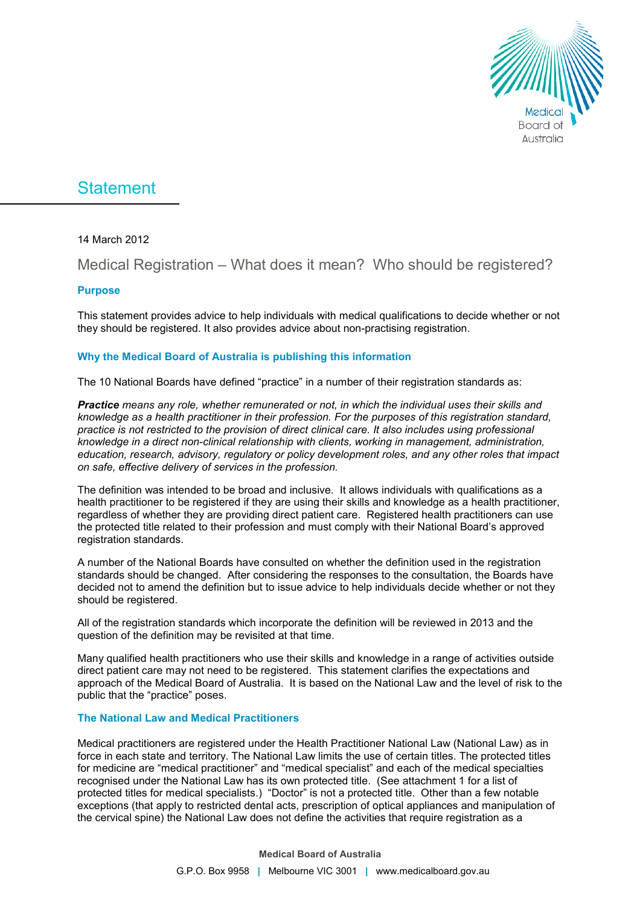# Statement

14 March 2012

## Medical Registration – What does it mean? Who should be registered?

### Purpose

This statement provides advice to help individuals with medical qualifications to decide whether or not they should be registered. It also provides advice about non-practising registration.

### Why the Medical Board of Australia is publishing this information

The 10 National Boards have defined "practice" in a number of their registration standards as:

***Practice** means any role, whether remunerated or not, in which the individual uses their skills and knowledge as a health practitioner in their profession. For the purposes of this registration standard, practice is not restricted to the provision of direct clinical care. It also includes using professional knowledge in a direct non-clinical relationship with clients, working in management, administration, education, research, advisory, regulatory or policy development roles, and any other roles that impact on safe, effective delivery of services in the profession.*

The definition was intended to be broad and inclusive. It allows individuals with qualifications as a health practitioner to be registered if they are using their skills and knowledge as a health practitioner, regardless of whether they are providing direct patient care. Registered health practitioners can use the protected title related to their profession and must comply with their National Board's approved registration standards.

A number of the National Boards have consulted on whether the definition used in the registration standards should be changed. After considering the responses to the consultation, the Boards have decided not to amend the definition but to issue advice to help individuals decide whether or not they should be registered.

All of the registration standards which incorporate the definition will be reviewed in 2013 and the question of the definition may be revisited at that time.

Many qualified health practitioners who use their skills and knowledge in a range of activities outside direct patient care may not need to be registered. This statement clarifies the expectations and approach of the Medical Board of Australia. It is based on the National Law and the level of risk to the public that the "practice" poses.

### The National Law and Medical Practitioners

Medical practitioners are registered under the Health Practitioner National Law (National Law) as in force in each state and territory. The National Law limits the use of certain titles. The protected titles for medicine are "medical practitioner" and "medical specialist" and each of the medical specialties recognised under the National Law has its own protected title. (See attachment 1 for a list of protected titles for medical specialists.) "Doctor" is not a protected title. Other than a few notable exceptions (that apply to restricted dental acts, prescription of optical appliances and manipulation of the cervical spine) the National Law does not define the activities that require registration as a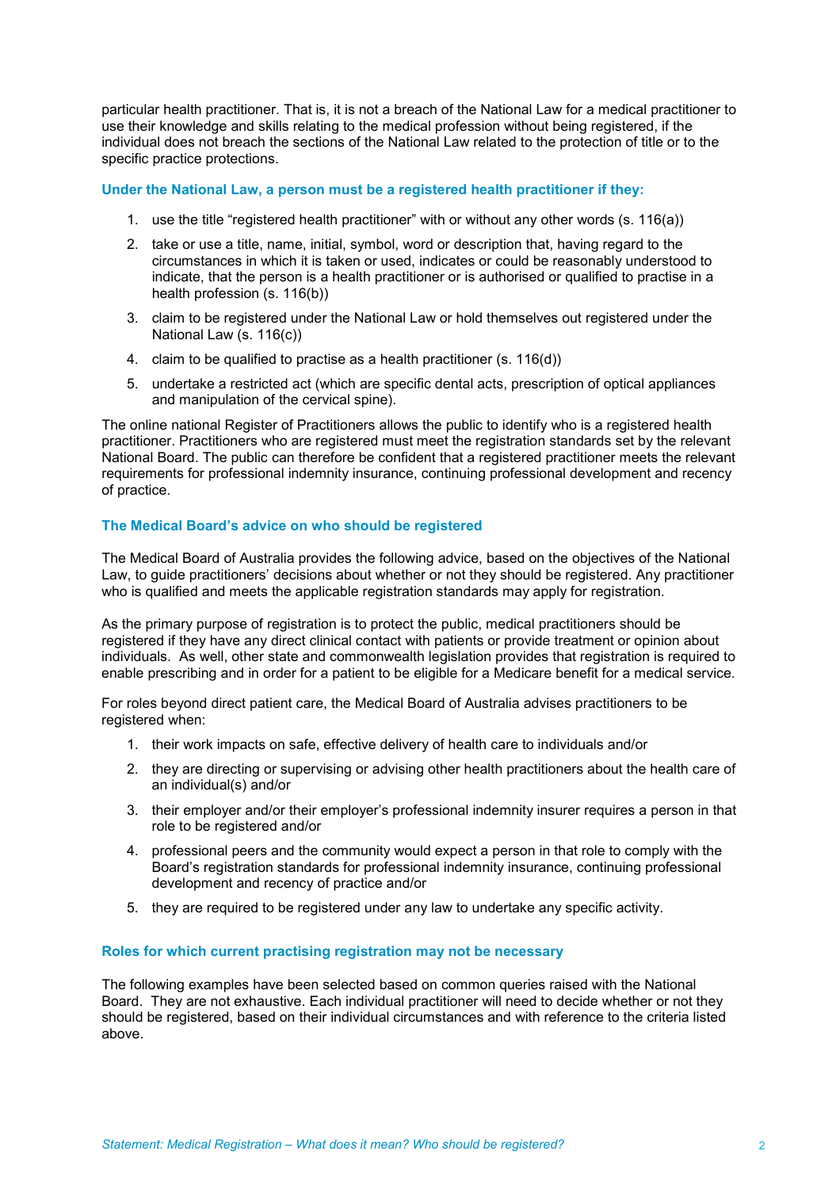particular health practitioner. That is, it is not a breach of the National Law for a medical practitioner to use their knowledge and skills relating to the medical profession without being registered, if the individual does not breach the sections of the National Law related to the protection of title or to the specific practice protections.

### Under the National Law, a person must be a registered health practitioner if they:

1. use the title "registered health practitioner" with or without any other words (s. 116(a))
2. take or use a title, name, initial, symbol, word or description that, having regard to the circumstances in which it is taken or used, indicates or could be reasonably understood to indicate, that the person is a health practitioner or is authorised or qualified to practise in a health profession (s. 116(b))
3. claim to be registered under the National Law or hold themselves out registered under the National Law (s. 116(c))
4. claim to be qualified to practise as a health practitioner (s. 116(d))
5. undertake a restricted act (which are specific dental acts, prescription of optical appliances and manipulation of the cervical spine).

The online national Register of Practitioners allows the public to identify who is a registered health practitioner. Practitioners who are registered must meet the registration standards set by the relevant National Board. The public can therefore be confident that a registered practitioner meets the relevant requirements for professional indemnity insurance, continuing professional development and recency of practice.

### The Medical Board's advice on who should be registered

The Medical Board of Australia provides the following advice, based on the objectives of the National Law, to guide practitioners' decisions about whether or not they should be registered. Any practitioner who is qualified and meets the applicable registration standards may apply for registration.

As the primary purpose of registration is to protect the public, medical practitioners should be registered if they have any direct clinical contact with patients or provide treatment or opinion about individuals. As well, other state and commonwealth legislation provides that registration is required to enable prescribing and in order for a patient to be eligible for a Medicare benefit for a medical service.

For roles beyond direct patient care, the Medical Board of Australia advises practitioners to be registered when:

1. their work impacts on safe, effective delivery of health care to individuals and/or
2. they are directing or supervising or advising other health practitioners about the health care of an individual(s) and/or
3. their employer and/or their employer's professional indemnity insurer requires a person in that role to be registered and/or
4. professional peers and the community would expect a person in that role to comply with the Board's registration standards for professional indemnity insurance, continuing professional development and recency of practice and/or
5. they are required to be registered under any law to undertake any specific activity.

### Roles for which current practising registration may not be necessary

The following examples have been selected based on common queries raised with the National Board. They are not exhaustive. Each individual practitioner will need to decide whether or not they should be registered, based on their individual circumstances and with reference to the criteria listed above.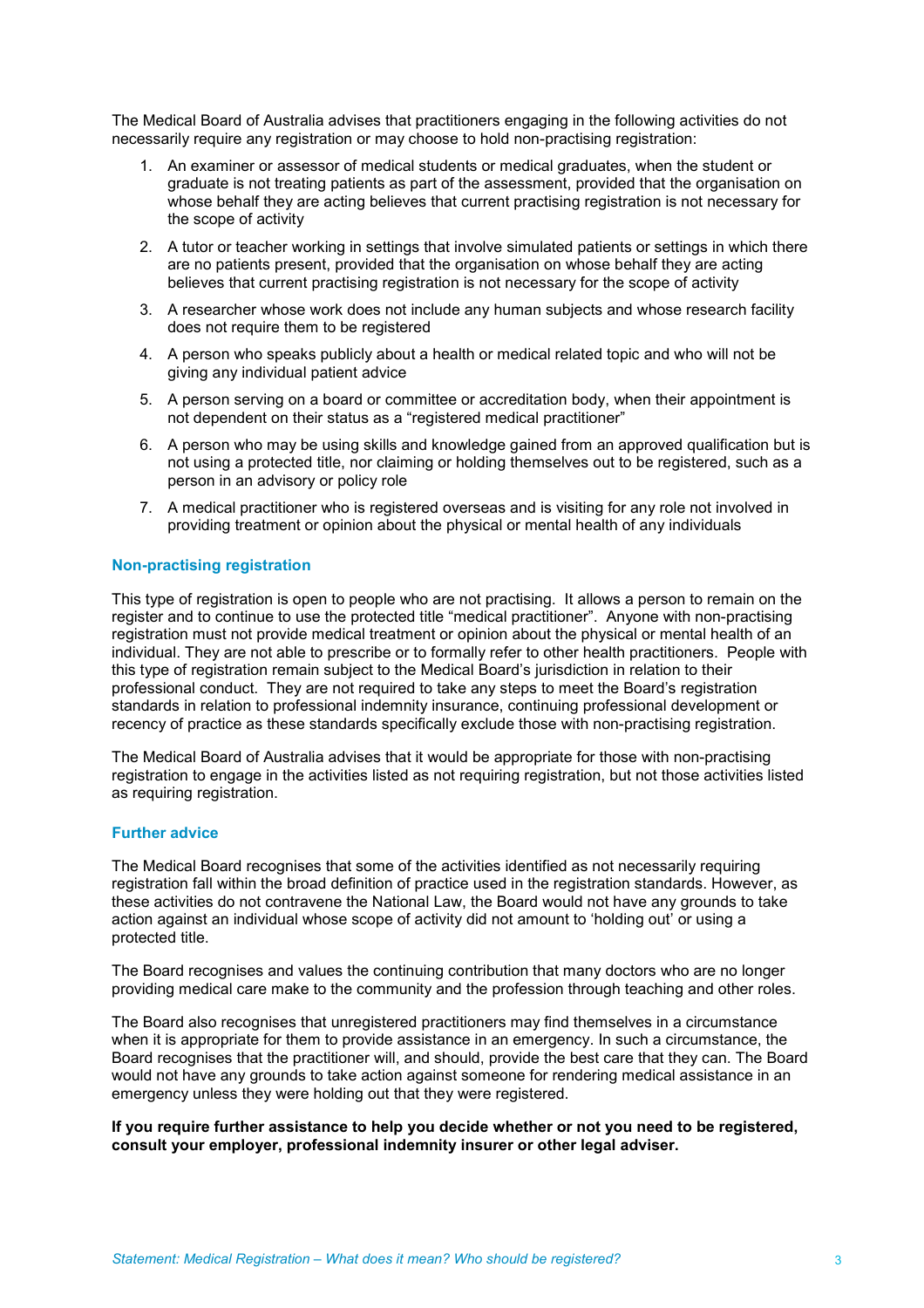The Medical Board of Australia advises that practitioners engaging in the following activities do not necessarily require any registration or may choose to hold non-practising registration:

1. An examiner or assessor of medical students or medical graduates, when the student or graduate is not treating patients as part of the assessment, provided that the organisation on whose behalf they are acting believes that current practising registration is not necessary for the scope of activity
2. A tutor or teacher working in settings that involve simulated patients or settings in which there are no patients present, provided that the organisation on whose behalf they are acting believes that current practising registration is not necessary for the scope of activity
3. A researcher whose work does not include any human subjects and whose research facility does not require them to be registered
4. A person who speaks publicly about a health or medical related topic and who will not be giving any individual patient advice
5. A person serving on a board or committee or accreditation body, when their appointment is not dependent on their status as a "registered medical practitioner"
6. A person who may be using skills and knowledge gained from an approved qualification but is not using a protected title, nor claiming or holding themselves out to be registered, such as a person in an advisory or policy role
7. A medical practitioner who is registered overseas and is visiting for any role not involved in providing treatment or opinion about the physical or mental health of any individuals

## Non-practising registration

This type of registration is open to people who are not practising. It allows a person to remain on the register and to continue to use the protected title "medical practitioner". Anyone with non-practising registration must not provide medical treatment or opinion about the physical or mental health of an individual. They are not able to prescribe or to formally refer to other health practitioners. People with this type of registration remain subject to the Medical Board's jurisdiction in relation to their professional conduct. They are not required to take any steps to meet the Board's registration standards in relation to professional indemnity insurance, continuing professional development or recency of practice as these standards specifically exclude those with non-practising registration.

The Medical Board of Australia advises that it would be appropriate for those with non-practising registration to engage in the activities listed as not requiring registration, but not those activities listed as requiring registration.

## Further advice

The Medical Board recognises that some of the activities identified as not necessarily requiring registration fall within the broad definition of practice used in the registration standards. However, as these activities do not contravene the National Law, the Board would not have any grounds to take action against an individual whose scope of activity did not amount to 'holding out' or using a protected title.

The Board recognises and values the continuing contribution that many doctors who are no longer providing medical care make to the community and the profession through teaching and other roles.

The Board also recognises that unregistered practitioners may find themselves in a circumstance when it is appropriate for them to provide assistance in an emergency. In such a circumstance, the Board recognises that the practitioner will, and should, provide the best care that they can. The Board would not have any grounds to take action against someone for rendering medical assistance in an emergency unless they were holding out that they were registered.

**If you require further assistance to help you decide whether or not you need to be registered, consult your employer, professional indemnity insurer or other legal adviser.**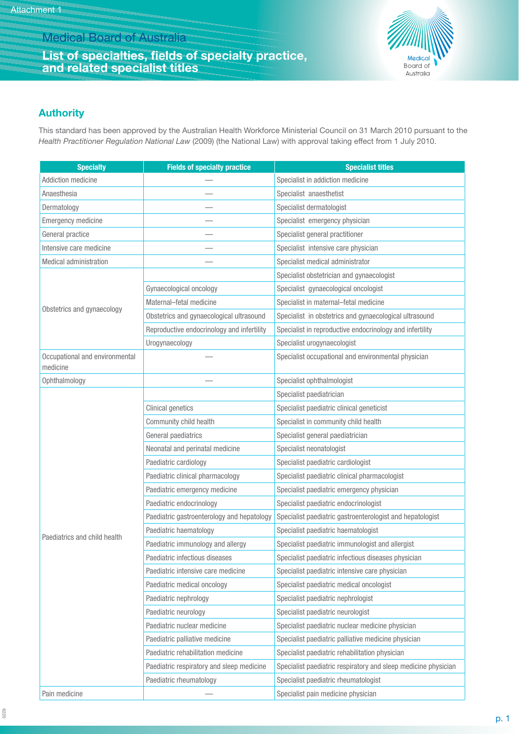Attachment 1

# Medical Board of Australia

## List of specialties, fields of specialty practice, and related specialist titles

### Authority

This standard has been approved by the Australian Health Workforce Ministerial Council on 31 March 2010 pursuant to the *Health Practitioner Regulation National Law* (2009) (the National Law) with approval taking effect from 1 July 2010.

| Specialty | Fields of specialty practice | Specialist titles |
|---|---|---|
| Addiction medicine | — | Specialist in addiction medicine |
| Anaesthesia | — | Specialist anaesthetist |
| Dermatology | — | Specialist dermatologist |
| Emergency medicine | — | Specialist emergency physician |
| General practice | — | Specialist general practitioner |
| Intensive care medicine | — | Specialist intensive care physician |
| Medical administration | — | Specialist medical administrator |
| Obstetrics and gynaecology | | Specialist obstetrician and gynaecologist |
| | Gynaecological oncology | Specialist gynaecological oncologist |
| | Maternal–fetal medicine | Specialist in maternal–fetal medicine |
| | Obstetrics and gynaecological ultrasound | Specialist in obstetrics and gynaecological ultrasound |
| | Reproductive endocrinology and infertility | Specialist in reproductive endocrinology and infertility |
| | Urogynaecology | Specialist urogynaecologist |
| Occupational and environmental medicine | — | Specialist occupational and environmental physician |
| Ophthalmology | — | Specialist ophthalmologist |
| Paediatrics and child health | | Specialist paediatrician |
| | Clinical genetics | Specialist paediatric clinical geneticist |
| | Community child health | Specialist in community child health |
| | General paediatrics | Specialist general paediatrician |
| | Neonatal and perinatal medicine | Specialist neonatologist |
| | Paediatric cardiology | Specialist paediatric cardiologist |
| | Paediatric clinical pharmacology | Specialist paediatric clinical pharmacologist |
| | Paediatric emergency medicine | Specialist paediatric emergency physician |
| | Paediatric endocrinology | Specialist paediatric endocrinologist |
| | Paediatric gastroenterology and hepatology | Specialist paediatric gastroenterologist and hepatologist |
| | Paediatric haematology | Specialist paediatric haematologist |
| | Paediatric immunology and allergy | Specialist paediatric immunologist and allergist |
| | Paediatric infectious diseases | Specialist paediatric infectious diseases physician |
| | Paediatric intensive care medicine | Specialist paediatric intensive care physician |
| | Paediatric medical oncology | Specialist paediatric medical oncologist |
| | Paediatric nephrology | Specialist paediatric nephrologist |
| | Paediatric neurology | Specialist paediatric neurologist |
| | Paediatric nuclear medicine | Specialist paediatric nuclear medicine physician |
| | Paediatric palliative medicine | Specialist paediatric palliative medicine physician |
| | Paediatric rehabilitation medicine | Specialist paediatric rehabilitation physician |
| | Paediatric respiratory and sleep medicine | Specialist paediatric respiratory and sleep medicine physician |
| | Paediatric rheumatology | Specialist paediatric rheumatologist |
| Pain medicine | — | Specialist pain medicine physician |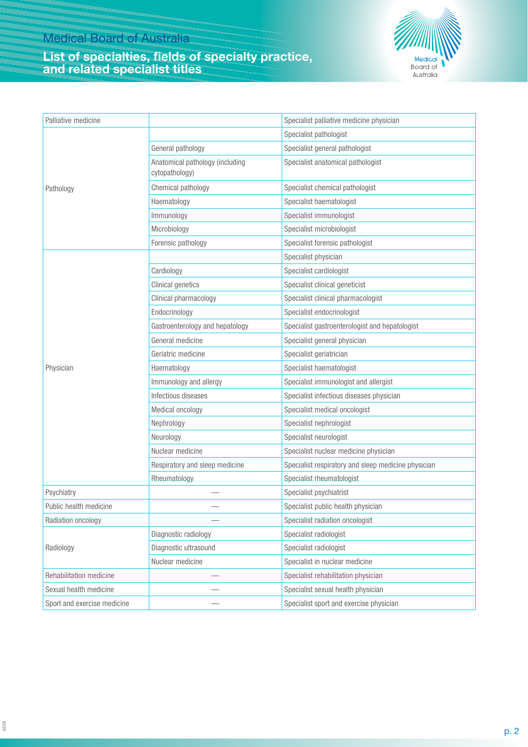# Medical Board of Australia

## List of specialties, fields of specialty practice, and related specialist titles

| | | |
|---|---|---|
| Palliative medicine | | Specialist palliative medicine physician |
| Pathology | | Specialist pathologist |
| | General pathology | Specialist general pathologist |
| | Anatomical pathology (including cytopathology) | Specialist anatomical pathologist |
| | Chemical pathology | Specialist chemical pathologist |
| | Haematology | Specialist haematologist |
| | Immunology | Specialist immunologist |
| | Microbiology | Specialist microbiologist |
| | Forensic pathology | Specialist forensic pathologist |
| Physician | | Specialist physician |
| | Cardiology | Specialist cardiologist |
| | Clinical genetics | Specialist clinical geneticist |
| | Clinical pharmacology | Specialist clinical pharmacologist |
| | Endocrinology | Specialist endocrinologist |
| | Gastroenterology and hepatology | Specialist gastroenterologist and hepatologist |
| | General medicine | Specialist general physician |
| | Geriatric medicine | Specialist geriatrician |
| | Haematology | Specialist haematologist |
| | Immunology and allergy | Specialist immunologist and allergist |
| | Infectious diseases | Specialist infectious diseases physician |
| | Medical oncology | Specialist medical oncologist |
| | Nephrology | Specialist nephrologist |
| | Neurology | Specialist neurologist |
| | Nuclear medicine | Specialist nuclear medicine physician |
| | Respiratory and sleep medicine | Specialist respiratory and sleep medicine physician |
| | Rheumatology | Specialist rheumatologist |
| Psychiatry | — | Specialist psychiatrist |
| Public health medicine | — | Specialist public health physician |
| Radiation oncology | — | Specialist radiation oncologist |
| Radiology | Diagnostic radiology | Specialist radiologist |
| | Diagnostic ultrasound | Specialist radiologist |
| | Nuclear medicine | Specialist in nuclear medicine |
| Rehabilitation medicine | — | Specialist rehabilitation physician |
| Sexual health medicine | — | Specialist sexual health physician |
| Sport and exercise medicine | — | Specialist sport and exercise physician |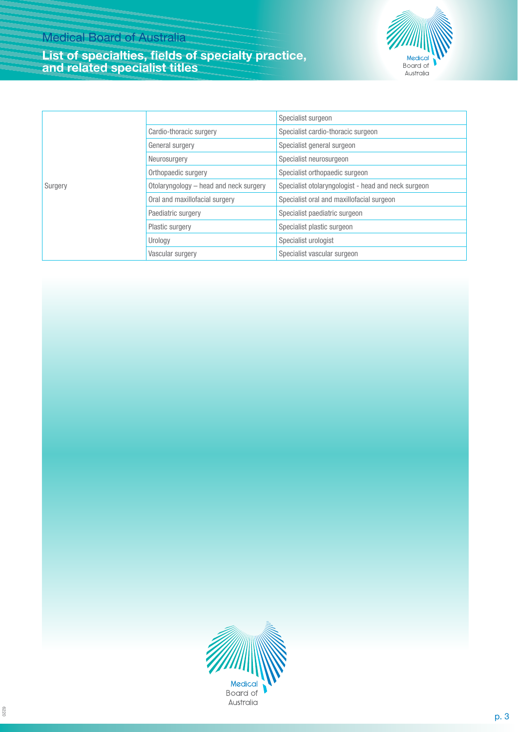| | | |
|---|---|---|
| Surgery | | Specialist surgeon |
| | Cardio-thoracic surgery | Specialist cardio-thoracic surgeon |
| | General surgery | Specialist general surgeon |
| | Neurosurgery | Specialist neurosurgeon |
| | Orthopaedic surgery | Specialist orthopaedic surgeon |
| | Otolaryngology – head and neck surgery | Specialist otolaryngologist - head and neck surgeon |
| | Oral and maxillofacial surgery | Specialist oral and maxillofacial surgeon |
| | Paediatric surgery | Specialist paediatric surgeon |
| | Plastic surgery | Specialist plastic surgeon |
| | Urology | Specialist urologist |
| | Vascular surgery | Specialist vascular surgeon |